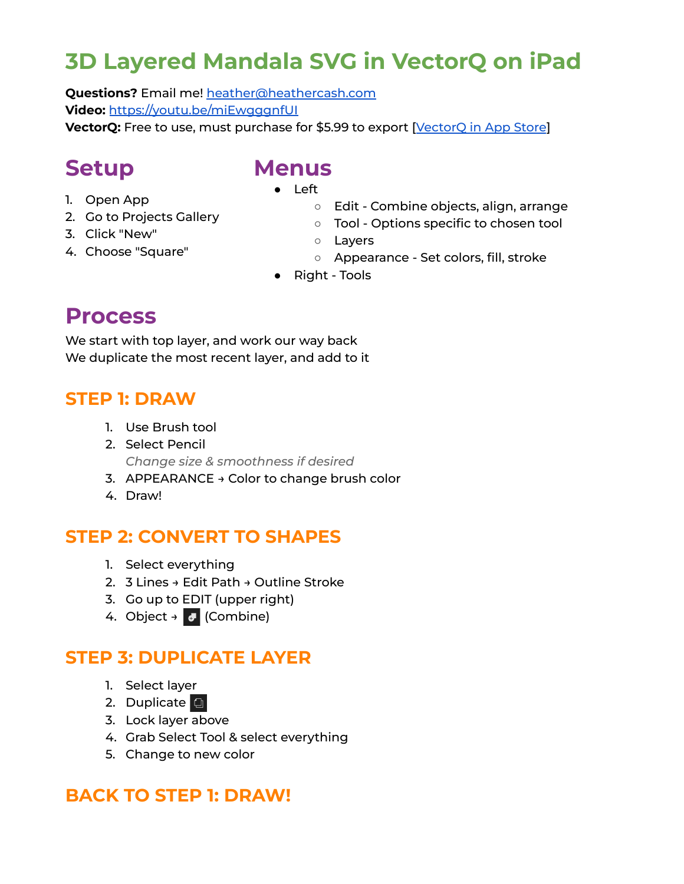# 3D Layered Mandala SVG in VectorQ on iPad

**Questions?** Email me! [heather@heathercash.com](mailto:heather@heathercash.com)
**Video:** [https://youtu.be/miEwgggnfUI](https://youtu.be/miEwgggnfUI)
**VectorQ:** Free to use, must purchase for $5.99 to export [VectorQ in App Store]

## Setup

1. Open App
2. Go to Projects Gallery
3. Click "New"
4. Choose "Square"

## Menus

- Left
  - Edit - Combine objects, align, arrange
  - Tool - Options specific to chosen tool
  - Layers
  - Appearance - Set colors, fill, stroke
- Right - Tools

## Process

We start with top layer, and work our way back
We duplicate the most recent layer, and add to it

### STEP 1: DRAW

1. Use Brush tool
2. Select Pencil
   *Change size & smoothness if desired*
3. APPEARANCE → Color to change brush color
4. Draw!

### STEP 2: CONVERT TO SHAPES

1. Select everything
2. 3 Lines → Edit Path → Outline Stroke
3. Go up to EDIT (upper right)
4. Object → (Combine)

### STEP 3: DUPLICATE LAYER

1. Select layer
2. Duplicate
3. Lock layer above
4. Grab Select Tool & select everything
5. Change to new color

### BACK TO STEP 1: DRAW!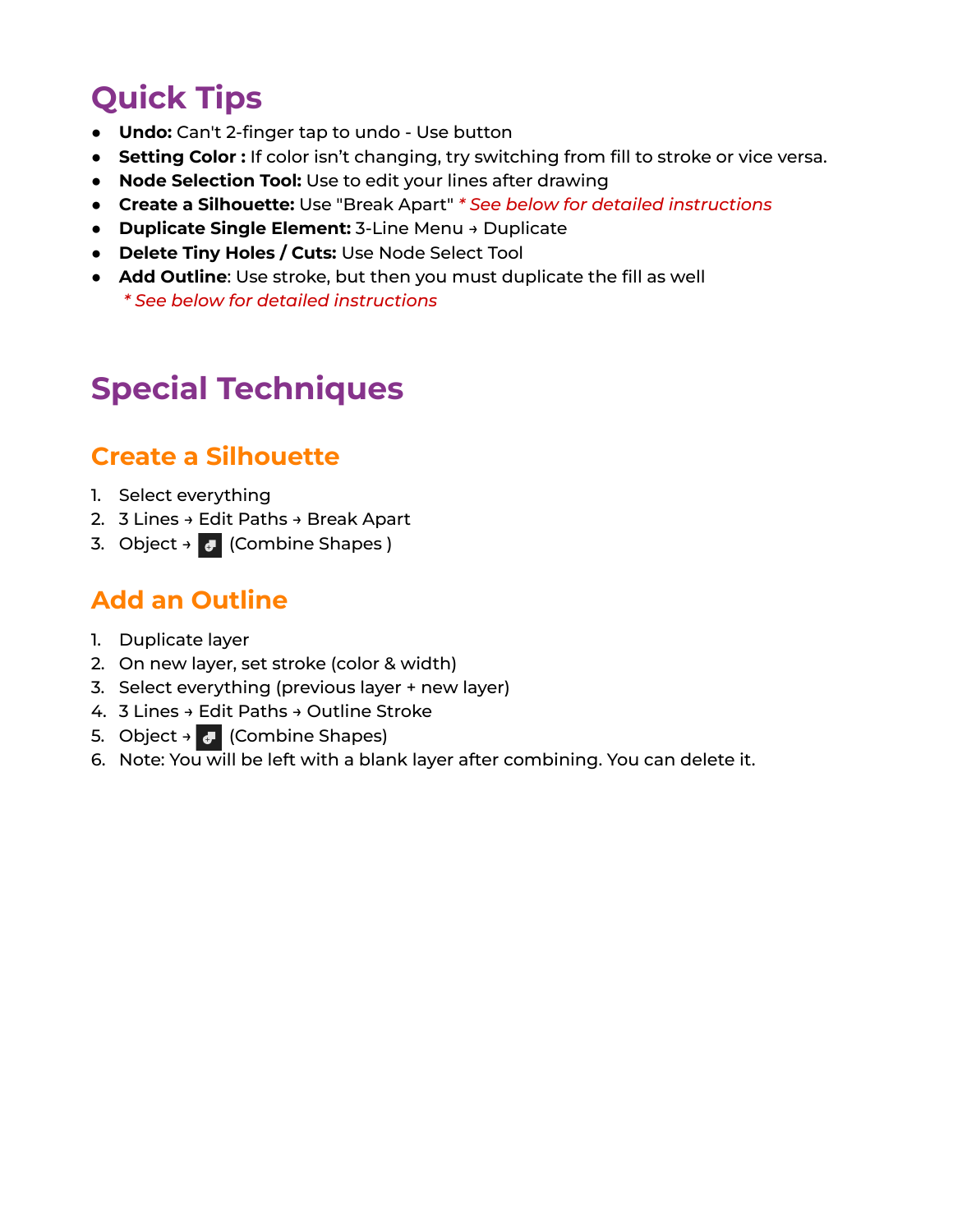# Quick Tips

- **Undo:** Can't 2-finger tap to undo - Use button
- **Setting Color :** If color isn't changing, try switching from fill to stroke or vice versa.
- **Node Selection Tool:** Use to edit your lines after drawing
- **Create a Silhouette:** Use "Break Apart" *\* See below for detailed instructions*
- **Duplicate Single Element:** 3-Line Menu → Duplicate
- **Delete Tiny Holes / Cuts:** Use Node Select Tool
- **Add Outline**: Use stroke, but then you must duplicate the fill as well
  *\* See below for detailed instructions*

# Special Techniques

## Create a Silhouette

1. Select everything
2. 3 Lines → Edit Paths → Break Apart
3. Object → (Combine Shapes )

## Add an Outline

1. Duplicate layer
2. On new layer, set stroke (color & width)
3. Select everything (previous layer + new layer)
4. 3 Lines → Edit Paths → Outline Stroke
5. Object → (Combine Shapes)
6. Note: You will be left with a blank layer after combining. You can delete it.